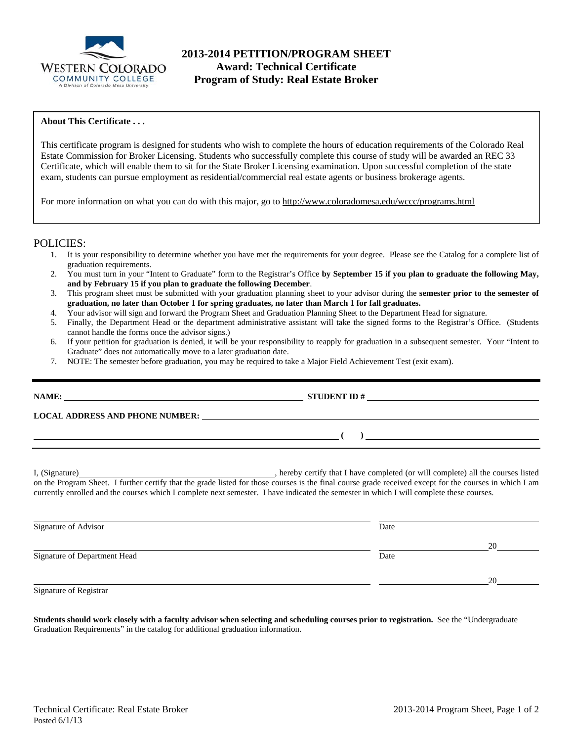# 2013-2014 PETITION/PROGRAM SHEET
## Award: Technical Certificate
## Program of Study: Real Estate Broker

**About This Certificate . . .**

This certificate program is designed for students who wish to complete the hours of education requirements of the Colorado Real Estate Commission for Broker Licensing. Students who successfully complete this course of study will be awarded an REC 33 Certificate, which will enable them to sit for the State Broker Licensing examination. Upon successful completion of the state exam, students can pursue employment as residential/commercial real estate agents or business brokerage agents.

For more information on what you can do with this major, go to http://www.coloradomesa.edu/wccc/programs.html

## POLICIES:

1. It is your responsibility to determine whether you have met the requirements for your degree. Please see the Catalog for a complete list of graduation requirements.
2. You must turn in your "Intent to Graduate" form to the Registrar's Office **by September 15 if you plan to graduate the following May, and by February 15 if you plan to graduate the following December**.
3. This program sheet must be submitted with your graduation planning sheet to your advisor during the **semester prior to the semester of graduation, no later than October 1 for spring graduates, no later than March 1 for fall graduates.**
4. Your advisor will sign and forward the Program Sheet and Graduation Planning Sheet to the Department Head for signature.
5. Finally, the Department Head or the department administrative assistant will take the signed forms to the Registrar's Office. (Students cannot handle the forms once the advisor signs.)
6. If your petition for graduation is denied, it will be your responsibility to reapply for graduation in a subsequent semester. Your "Intent to Graduate" does not automatically move to a later graduation date.
7. NOTE: The semester before graduation, you may be required to take a Major Field Achievement Test (exit exam).

**NAME:** ____________________ **STUDENT ID #** ____________________

**LOCAL ADDRESS AND PHONE NUMBER:** ____________________

____________________ **( )** ____________________

I, (Signature)____________________, hereby certify that I have completed (or will complete) all the courses listed on the Program Sheet. I further certify that the grade listed for those courses is the final course grade received except for the courses in which I am currently enrolled and the courses which I complete next semester. I have indicated the semester in which I will complete these courses.

Signature of Advisor ____________________ Date ____________________ 20____

Signature of Department Head ____________________ Date ____________________ 20____

Signature of Registrar ____________________

**Students should work closely with a faculty advisor when selecting and scheduling courses prior to registration.** See the "Undergraduate Graduation Requirements" in the catalog for additional graduation information.

Technical Certificate: Real Estate Broker
Posted 6/1/13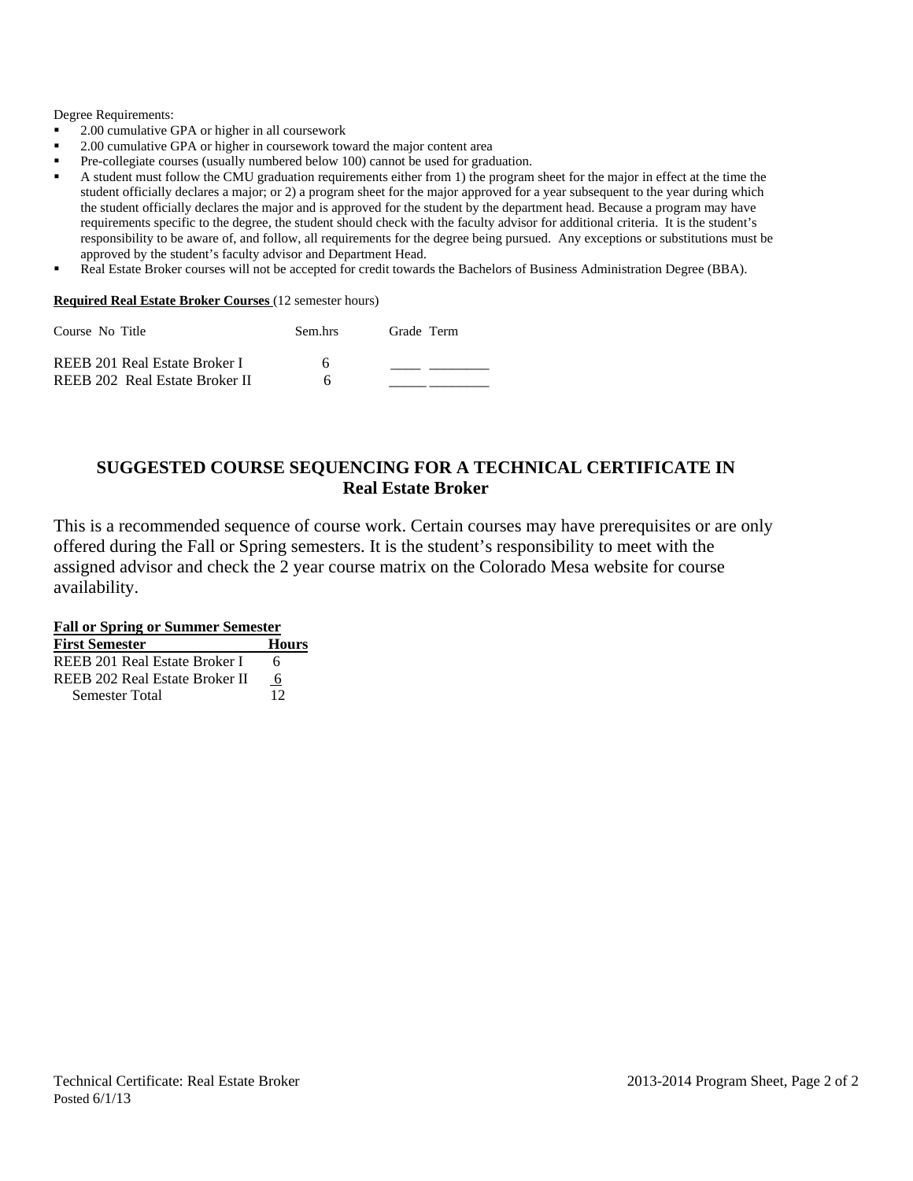Degree Requirements:

- 2.00 cumulative GPA or higher in all coursework
- 2.00 cumulative GPA or higher in coursework toward the major content area
- Pre-collegiate courses (usually numbered below 100) cannot be used for graduation.
- A student must follow the CMU graduation requirements either from 1) the program sheet for the major in effect at the time the student officially declares a major; or 2) a program sheet for the major approved for a year subsequent to the year during which the student officially declares the major and is approved for the student by the department head. Because a program may have requirements specific to the degree, the student should check with the faculty advisor for additional criteria. It is the student's responsibility to be aware of, and follow, all requirements for the degree being pursued. Any exceptions or substitutions must be approved by the student's faculty advisor and Department Head.
- Real Estate Broker courses will not be accepted for credit towards the Bachelors of Business Administration Degree (BBA).

**Required Real Estate Broker Courses** (12 semester hours)

| Course No Title | Sem.hrs | Grade | Term |
|---|---|---|---|
| REEB 201 Real Estate Broker I | 6 | ____ | ________ |
| REEB 202 Real Estate Broker II | 6 | _____ | ________ |

## SUGGESTED COURSE SEQUENCING FOR A TECHNICAL CERTIFICATE IN Real Estate Broker

This is a recommended sequence of course work. Certain courses may have prerequisites or are only offered during the Fall or Spring semesters. It is the student's responsibility to meet with the assigned advisor and check the 2 year course matrix on the Colorado Mesa website for course availability.

**Fall or Spring or Summer Semester**

| First Semester | Hours |
|---|---|
| REEB 201 Real Estate Broker I | 6 |
| REEB 202 Real Estate Broker II | 6 |
| Semester Total | 12 |

Technical Certificate: Real Estate Broker

Posted 6/1/13